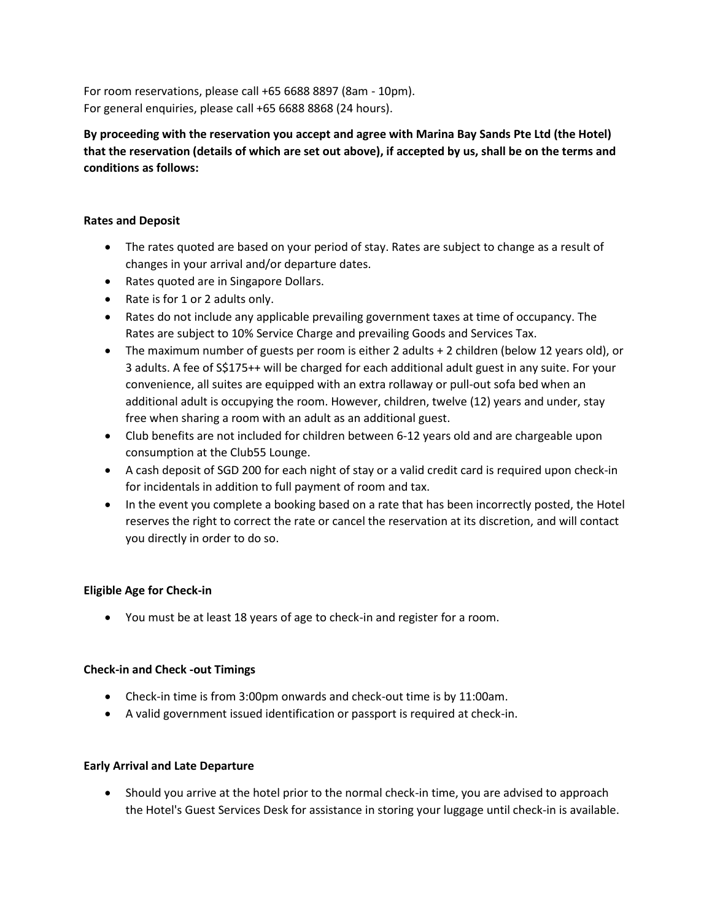For room reservations, please call +65 6688 8897 (8am - 10pm).
For general enquiries, please call +65 6688 8868 (24 hours).

**By proceeding with the reservation you accept and agree with Marina Bay Sands Pte Ltd (the Hotel) that the reservation (details of which are set out above), if accepted by us, shall be on the terms and conditions as follows:**

**Rates and Deposit**

- The rates quoted are based on your period of stay. Rates are subject to change as a result of changes in your arrival and/or departure dates.
- Rates quoted are in Singapore Dollars.
- Rate is for 1 or 2 adults only.
- Rates do not include any applicable prevailing government taxes at time of occupancy. The Rates are subject to 10% Service Charge and prevailing Goods and Services Tax.
- The maximum number of guests per room is either 2 adults + 2 children (below 12 years old), or 3 adults. A fee of S$175++ will be charged for each additional adult guest in any suite. For your convenience, all suites are equipped with an extra rollaway or pull-out sofa bed when an additional adult is occupying the room. However, children, twelve (12) years and under, stay free when sharing a room with an adult as an additional guest.
- Club benefits are not included for children between 6-12 years old and are chargeable upon consumption at the Club55 Lounge.
- A cash deposit of SGD 200 for each night of stay or a valid credit card is required upon check-in for incidentals in addition to full payment of room and tax.
- In the event you complete a booking based on a rate that has been incorrectly posted, the Hotel reserves the right to correct the rate or cancel the reservation at its discretion, and will contact you directly in order to do so.

**Eligible Age for Check-in**

- You must be at least 18 years of age to check-in and register for a room.

**Check-in and Check -out Timings**

- Check-in time is from 3:00pm onwards and check-out time is by 11:00am.
- A valid government issued identification or passport is required at check-in.

**Early Arrival and Late Departure**

- Should you arrive at the hotel prior to the normal check-in time, you are advised to approach the Hotel's Guest Services Desk for assistance in storing your luggage until check-in is available.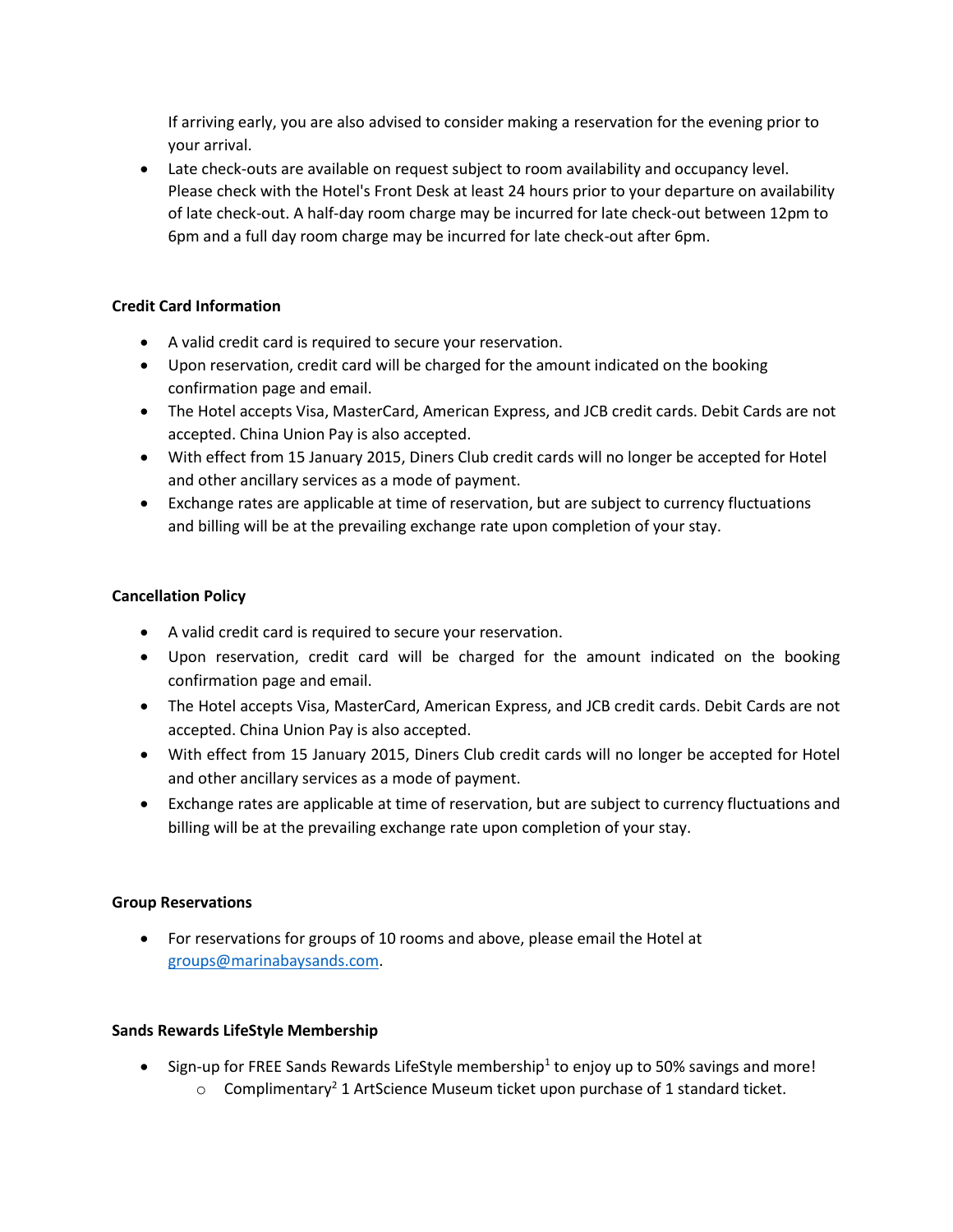If arriving early, you are also advised to consider making a reservation for the evening prior to your arrival.

- Late check-outs are available on request subject to room availability and occupancy level. Please check with the Hotel's Front Desk at least 24 hours prior to your departure on availability of late check-out. A half-day room charge may be incurred for late check-out between 12pm to 6pm and a full day room charge may be incurred for late check-out after 6pm.

**Credit Card Information**

- A valid credit card is required to secure your reservation.
- Upon reservation, credit card will be charged for the amount indicated on the booking confirmation page and email.
- The Hotel accepts Visa, MasterCard, American Express, and JCB credit cards. Debit Cards are not accepted. China Union Pay is also accepted.
- With effect from 15 January 2015, Diners Club credit cards will no longer be accepted for Hotel and other ancillary services as a mode of payment.
- Exchange rates are applicable at time of reservation, but are subject to currency fluctuations and billing will be at the prevailing exchange rate upon completion of your stay.

**Cancellation Policy**

- A valid credit card is required to secure your reservation.
- Upon reservation, credit card will be charged for the amount indicated on the booking confirmation page and email.
- The Hotel accepts Visa, MasterCard, American Express, and JCB credit cards. Debit Cards are not accepted. China Union Pay is also accepted.
- With effect from 15 January 2015, Diners Club credit cards will no longer be accepted for Hotel and other ancillary services as a mode of payment.
- Exchange rates are applicable at time of reservation, but are subject to currency fluctuations and billing will be at the prevailing exchange rate upon completion of your stay.

**Group Reservations**

- For reservations for groups of 10 rooms and above, please email the Hotel at groups@marinabaysands.com.

**Sands Rewards LifeStyle Membership**

- Sign-up for FREE Sands Rewards LifeStyle membership[1] to enjoy up to 50% savings and more!
  - Complimentary[2] 1 ArtScience Museum ticket upon purchase of 1 standard ticket.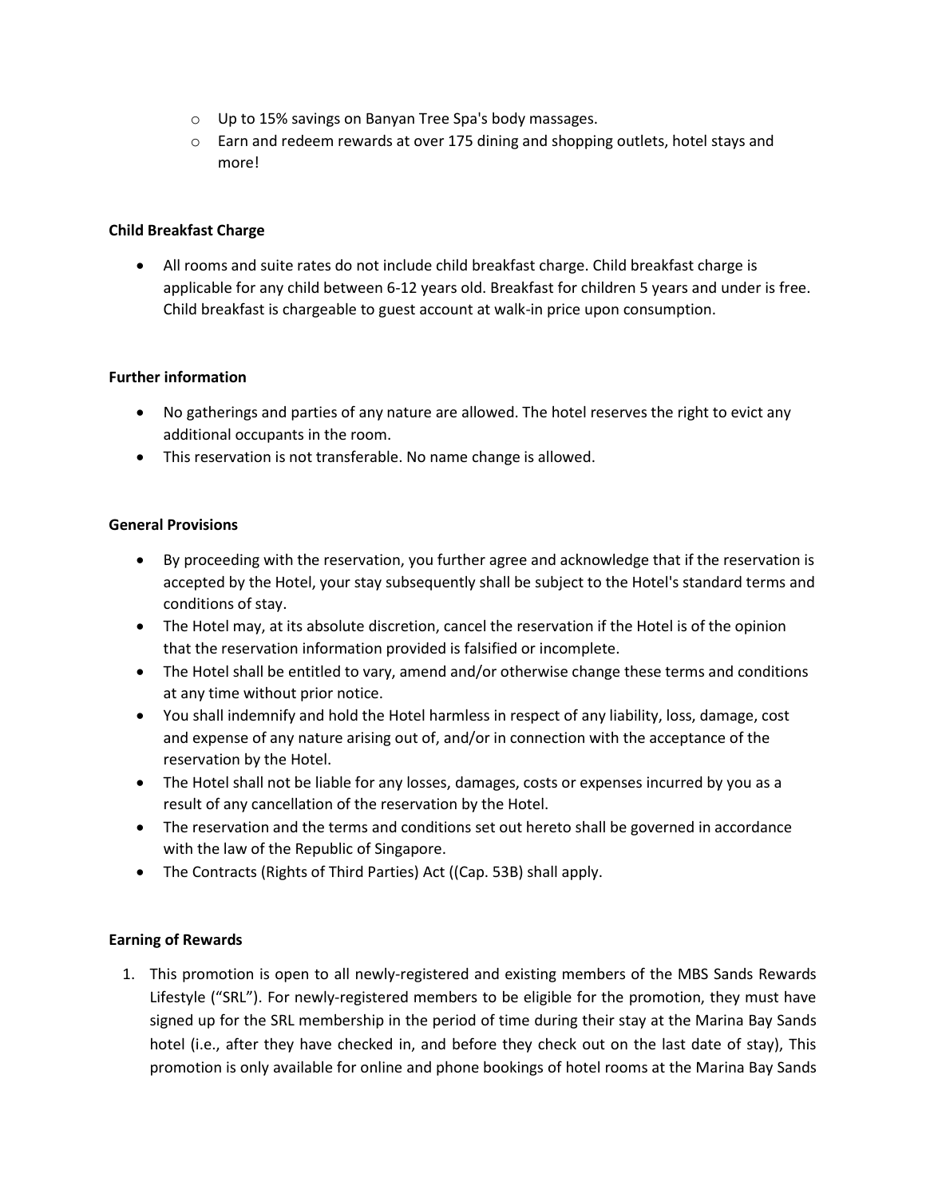- Up to 15% savings on Banyan Tree Spa's body massages.
  - Earn and redeem rewards at over 175 dining and shopping outlets, hotel stays and more!

**Child Breakfast Charge**

- All rooms and suite rates do not include child breakfast charge. Child breakfast charge is applicable for any child between 6-12 years old. Breakfast for children 5 years and under is free. Child breakfast is chargeable to guest account at walk-in price upon consumption.

**Further information**

- No gatherings and parties of any nature are allowed. The hotel reserves the right to evict any additional occupants in the room.
- This reservation is not transferable. No name change is allowed.

**General Provisions**

- By proceeding with the reservation, you further agree and acknowledge that if the reservation is accepted by the Hotel, your stay subsequently shall be subject to the Hotel's standard terms and conditions of stay.
- The Hotel may, at its absolute discretion, cancel the reservation if the Hotel is of the opinion that the reservation information provided is falsified or incomplete.
- The Hotel shall be entitled to vary, amend and/or otherwise change these terms and conditions at any time without prior notice.
- You shall indemnify and hold the Hotel harmless in respect of any liability, loss, damage, cost and expense of any nature arising out of, and/or in connection with the acceptance of the reservation by the Hotel.
- The Hotel shall not be liable for any losses, damages, costs or expenses incurred by you as a result of any cancellation of the reservation by the Hotel.
- The reservation and the terms and conditions set out hereto shall be governed in accordance with the law of the Republic of Singapore.
- The Contracts (Rights of Third Parties) Act ((Cap. 53B) shall apply.

**Earning of Rewards**

1. This promotion is open to all newly-registered and existing members of the MBS Sands Rewards Lifestyle ("SRL"). For newly-registered members to be eligible for the promotion, they must have signed up for the SRL membership in the period of time during their stay at the Marina Bay Sands hotel (i.e., after they have checked in, and before they check out on the last date of stay), This promotion is only available for online and phone bookings of hotel rooms at the Marina Bay Sands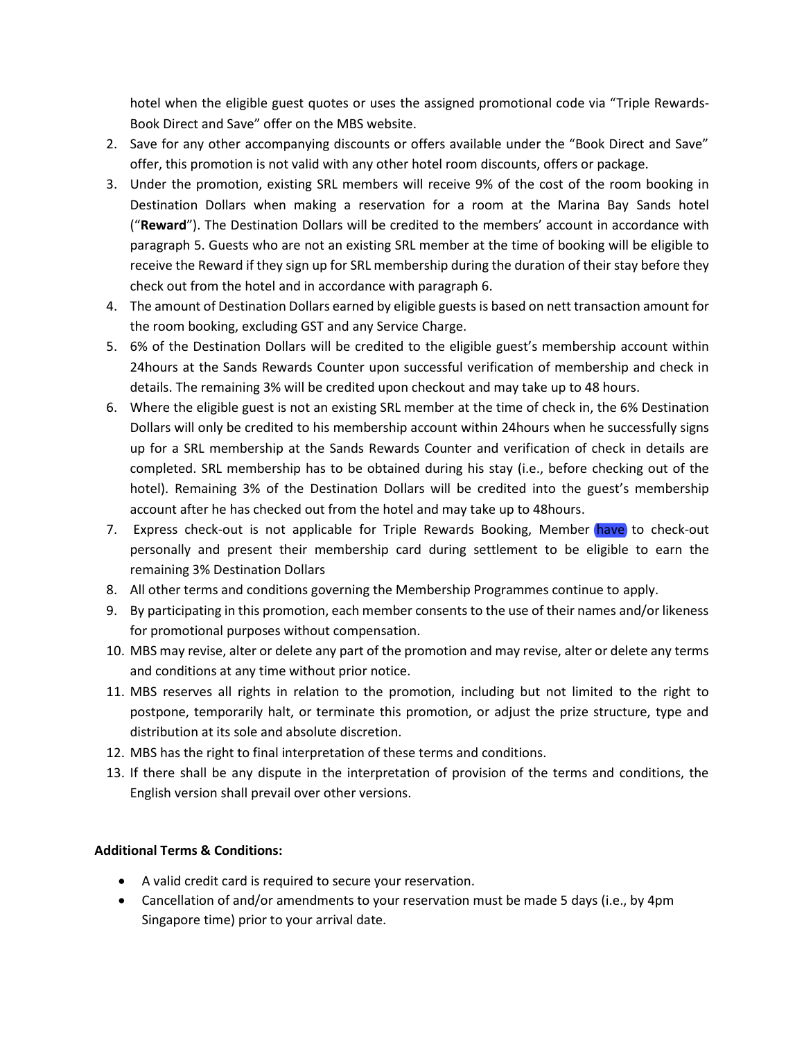hotel when the eligible guest quotes or uses the assigned promotional code via "Triple Rewards-Book Direct and Save" offer on the MBS website.

2. Save for any other accompanying discounts or offers available under the "Book Direct and Save" offer, this promotion is not valid with any other hotel room discounts, offers or package.
3. Under the promotion, existing SRL members will receive 9% of the cost of the room booking in Destination Dollars when making a reservation for a room at the Marina Bay Sands hotel ("**Reward**"). The Destination Dollars will be credited to the members' account in accordance with paragraph 5. Guests who are not an existing SRL member at the time of booking will be eligible to receive the Reward if they sign up for SRL membership during the duration of their stay before they check out from the hotel and in accordance with paragraph 6.
4. The amount of Destination Dollars earned by eligible guests is based on nett transaction amount for the room booking, excluding GST and any Service Charge.
5. 6% of the Destination Dollars will be credited to the eligible guest's membership account within 24hours at the Sands Rewards Counter upon successful verification of membership and check in details. The remaining 3% will be credited upon checkout and may take up to 48 hours.
6. Where the eligible guest is not an existing SRL member at the time of check in, the 6% Destination Dollars will only be credited to his membership account within 24hours when he successfully signs up for a SRL membership at the Sands Rewards Counter and verification of check in details are completed. SRL membership has to be obtained during his stay (i.e., before checking out of the hotel). Remaining 3% of the Destination Dollars will be credited into the guest's membership account after he has checked out from the hotel and may take up to 48hours.
7. Express check-out is not applicable for Triple Rewards Booking, Member have to check-out personally and present their membership card during settlement to be eligible to earn the remaining 3% Destination Dollars
8. All other terms and conditions governing the Membership Programmes continue to apply.
9. By participating in this promotion, each member consents to the use of their names and/or likeness for promotional purposes without compensation.
10. MBS may revise, alter or delete any part of the promotion and may revise, alter or delete any terms and conditions at any time without prior notice.
11. MBS reserves all rights in relation to the promotion, including but not limited to the right to postpone, temporarily halt, or terminate this promotion, or adjust the prize structure, type and distribution at its sole and absolute discretion.
12. MBS has the right to final interpretation of these terms and conditions.
13. If there shall be any dispute in the interpretation of provision of the terms and conditions, the English version shall prevail over other versions.

**Additional Terms & Conditions:**

- A valid credit card is required to secure your reservation.
- Cancellation of and/or amendments to your reservation must be made 5 days (i.e., by 4pm Singapore time) prior to your arrival date.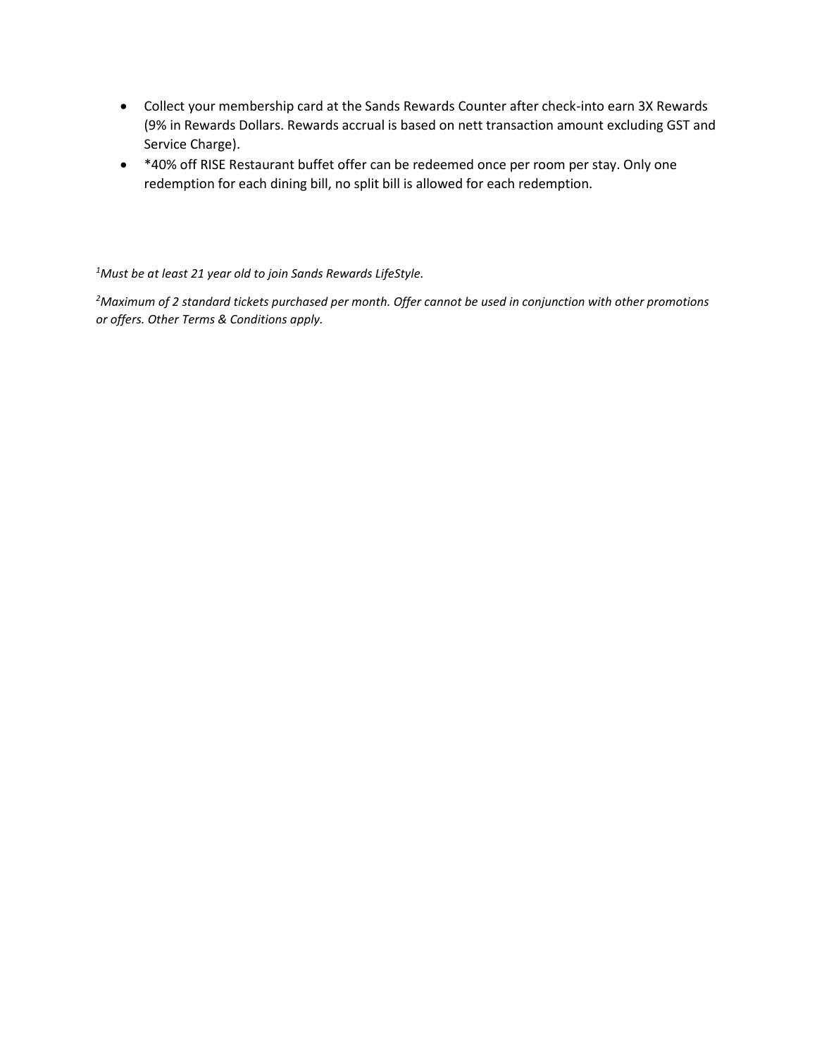- Collect your membership card at the Sands Rewards Counter after check-into earn 3X Rewards (9% in Rewards Dollars. Rewards accrual is based on nett transaction amount excluding GST and Service Charge).
- *40% off RISE Restaurant buffet offer can be redeemed once per room per stay. Only one redemption for each dining bill, no split bill is allowed for each redemption.

*[1]Must be at least 21 year old to join Sands Rewards LifeStyle.*

*[2]Maximum of 2 standard tickets purchased per month. Offer cannot be used in conjunction with other promotions or offers. Other Terms & Conditions apply.*